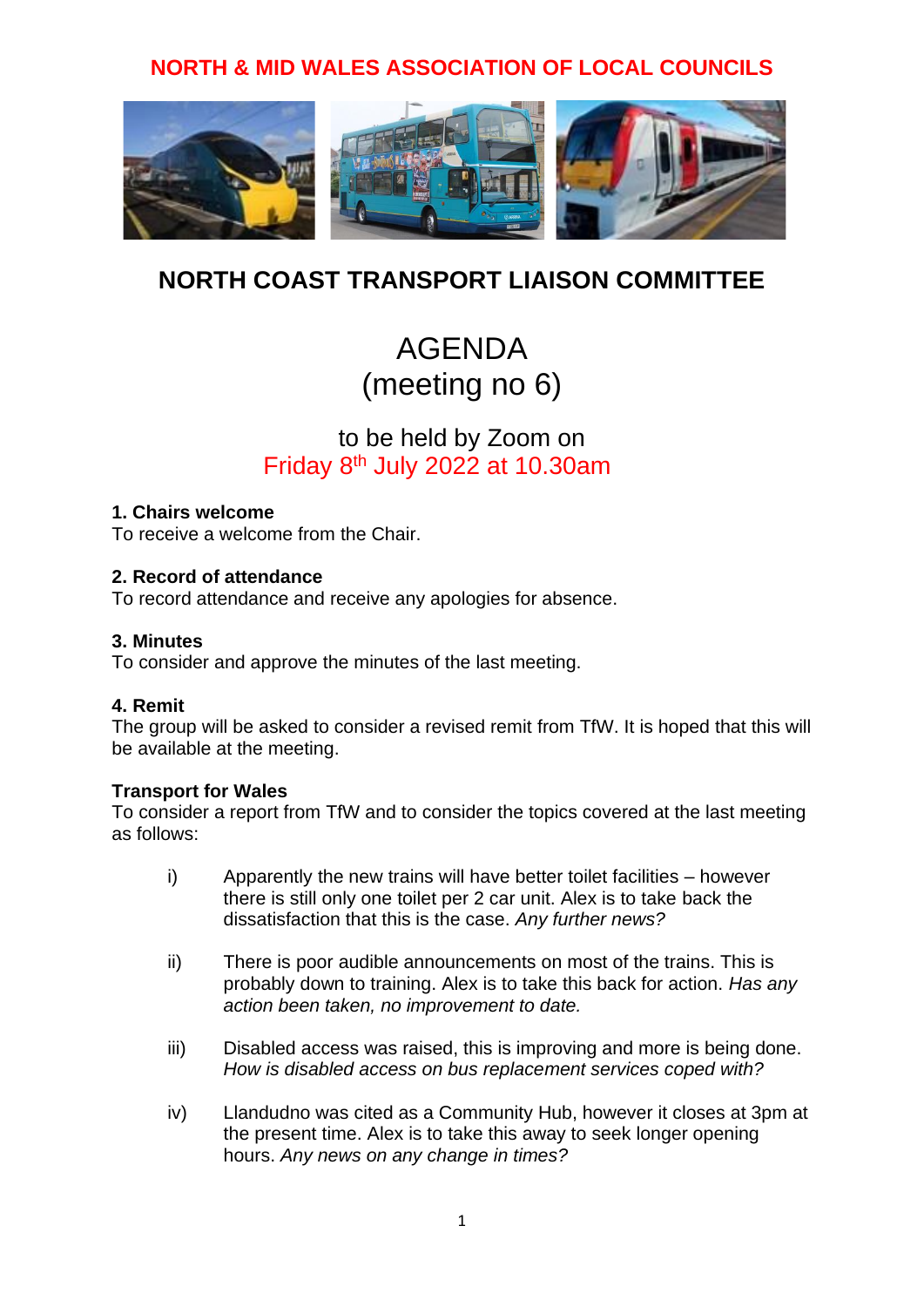# NORTH & MID WALES ASSOCIATION OF LOCAL COUNCILS

## NORTH COAST TRANSPORT LIAISON COMMITTEE

# AGENDA
# (meeting no 6)

to be held by Zoom on
Friday 8th July 2022 at 10.30am

**1. Chairs welcome**
To receive a welcome from the Chair.

**2. Record of attendance**
To record attendance and receive any apologies for absence.

**3. Minutes**
To consider and approve the minutes of the last meeting.

**4. Remit**
The group will be asked to consider a revised remit from TfW. It is hoped that this will be available at the meeting.

**Transport for Wales**
To consider a report from TfW and to consider the topics covered at the last meeting as follows:

i) Apparently the new trains will have better toilet facilities – however there is still only one toilet per 2 car unit. Alex is to take back the dissatisfaction that this is the case. *Any further news?*

ii) There is poor audible announcements on most of the trains. This is probably down to training. Alex is to take this back for action. *Has any action been taken, no improvement to date.*

iii) Disabled access was raised, this is improving and more is being done. *How is disabled access on bus replacement services coped with?*

iv) Llandudno was cited as a Community Hub, however it closes at 3pm at the present time. Alex is to take this away to seek longer opening hours. *Any news on any change in times?*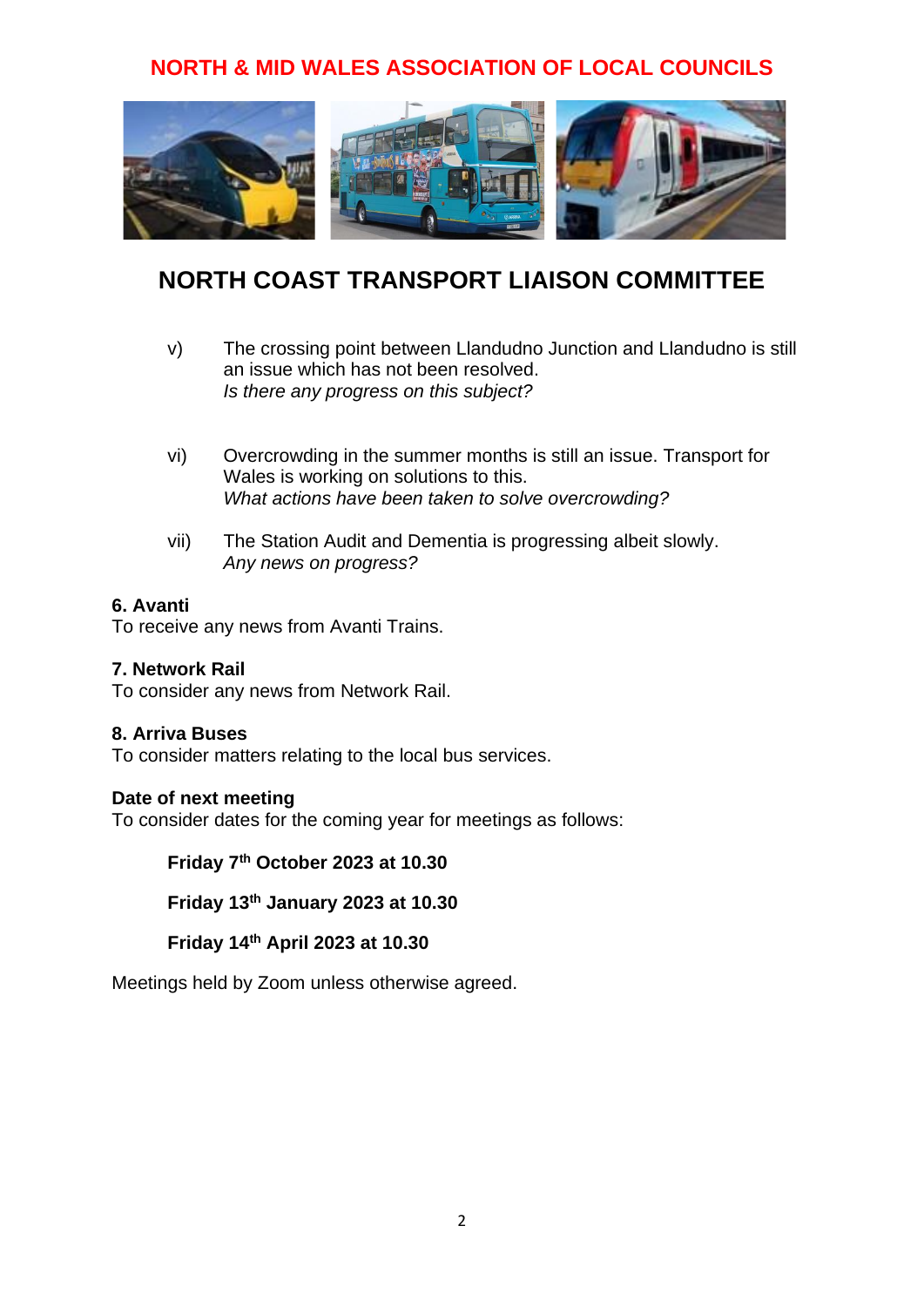NORTH & MID WALES ASSOCIATION OF LOCAL COUNCILS

# NORTH COAST TRANSPORT LIAISON COMMITTEE

v) The crossing point between Llandudno Junction and Llandudno is still an issue which has not been resolved.
*Is there any progress on this subject?*

vi) Overcrowding in the summer months is still an issue. Transport for Wales is working on solutions to this.
*What actions have been taken to solve overcrowding?*

vii) The Station Audit and Dementia is progressing albeit slowly.
*Any news on progress?*

**6. Avanti**
To receive any news from Avanti Trains.

**7. Network Rail**
To consider any news from Network Rail.

**8. Arriva Buses**
To consider matters relating to the local bus services.

**Date of next meeting**
To consider dates for the coming year for meetings as follows:

**Friday 7th October 2023 at 10.30**

**Friday 13th January 2023 at 10.30**

**Friday 14th April 2023 at 10.30**

Meetings held by Zoom unless otherwise agreed.